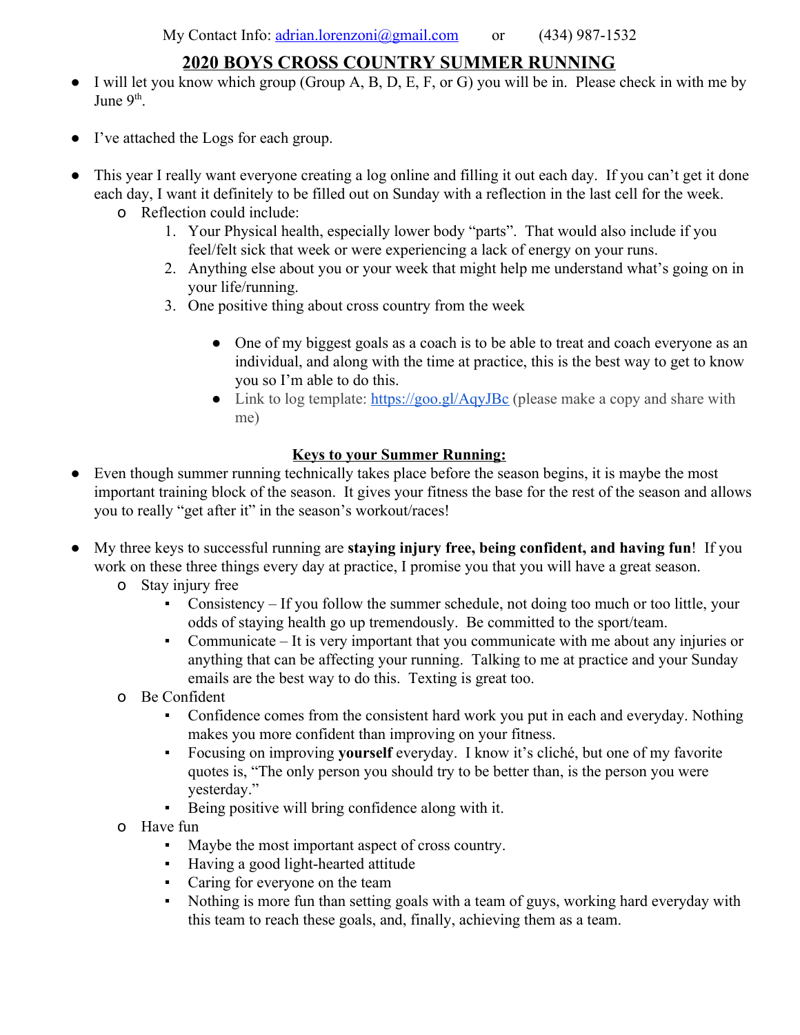My Contact Info: adrian.lorenzoni@gmail.com or (434) 987-1532

# 2020 BOYS CROSS COUNTRY SUMMER RUNNING

- I will let you know which group (Group A, B, D, E, F, or G) you will be in. Please check in with me by June 9th.

- I've attached the Logs for each group.

- This year I really want everyone creating a log online and filling it out each day. If you can't get it done each day, I want it definitely to be filled out on Sunday with a reflection in the last cell for the week.
  - Reflection could include:
    1. Your Physical health, especially lower body "parts". That would also include if you feel/felt sick that week or were experiencing a lack of energy on your runs.
    2. Anything else about you or your week that might help me understand what's going on in your life/running.
    3. One positive thing about cross country from the week

       - One of my biggest goals as a coach is to be able to treat and coach everyone as an individual, and along with the time at practice, this is the best way to get to know you so I'm able to do this.
       - Link to log template: https://goo.gl/AqyJBc (please make a copy and share with me)

## Keys to your Summer Running:

- Even though summer running technically takes place before the season begins, it is maybe the most important training block of the season. It gives your fitness the base for the rest of the season and allows you to really "get after it" in the season's workout/races!

- My three keys to successful running are **staying injury free, being confident, and having fun**! If you work on these three things every day at practice, I promise you that you will have a great season.
  - Stay injury free
    - Consistency – If you follow the summer schedule, not doing too much or too little, your odds of staying health go up tremendously. Be committed to the sport/team.
    - Communicate – It is very important that you communicate with me about any injuries or anything that can be affecting your running. Talking to me at practice and your Sunday emails are the best way to do this. Texting is great too.
  - Be Confident
    - Confidence comes from the consistent hard work you put in each and everyday. Nothing makes you more confident than improving on your fitness.
    - Focusing on improving **yourself** everyday. I know it's cliché, but one of my favorite quotes is, "The only person you should try to be better than, is the person you were yesterday."
    - Being positive will bring confidence along with it.
  - Have fun
    - Maybe the most important aspect of cross country.
    - Having a good light-hearted attitude
    - Caring for everyone on the team
    - Nothing is more fun than setting goals with a team of guys, working hard everyday with this team to reach these goals, and, finally, achieving them as a team.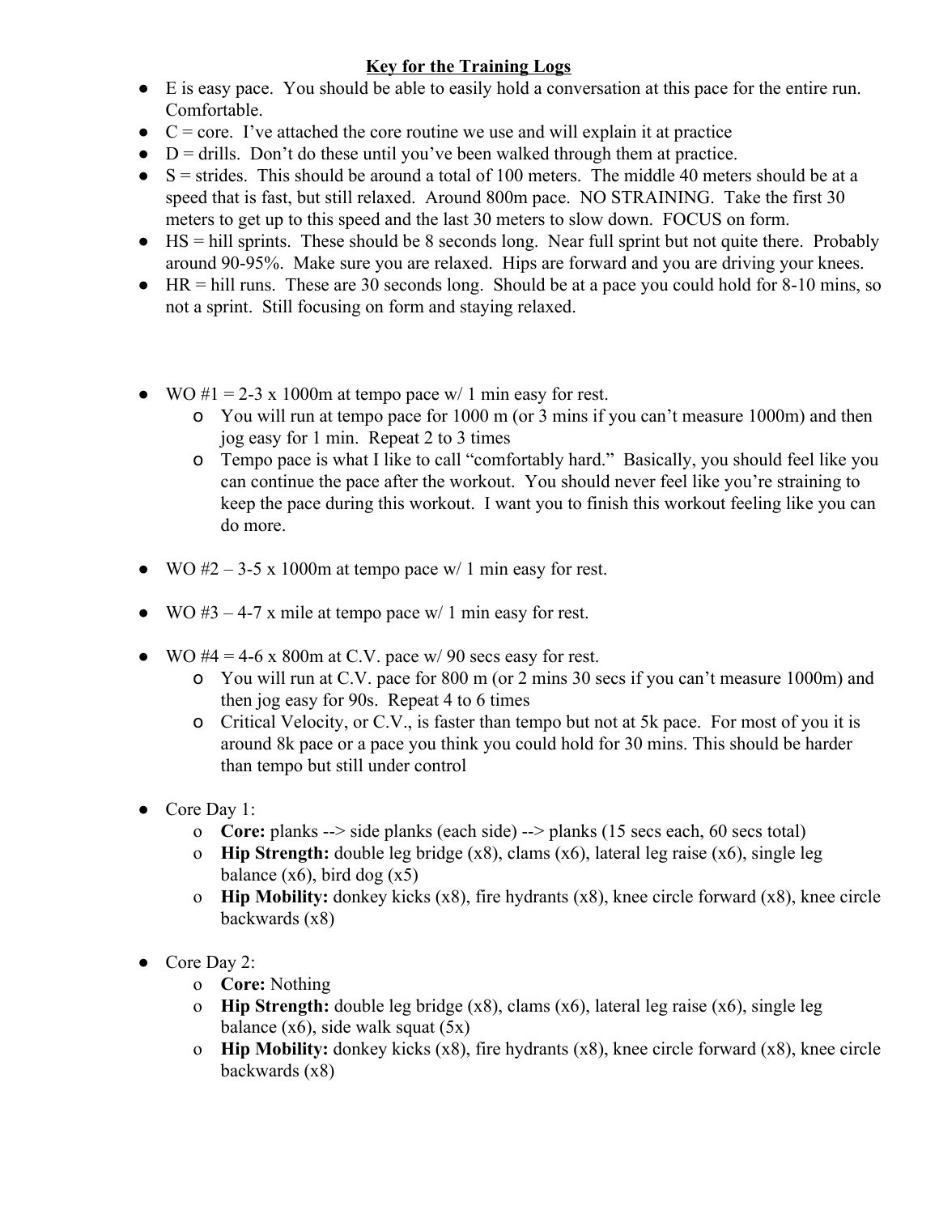## Key for the Training Logs

- E is easy pace. You should be able to easily hold a conversation at this pace for the entire run. Comfortable.
- C = core. I've attached the core routine we use and will explain it at practice
- D = drills. Don't do these until you've been walked through them at practice.
- S = strides. This should be around a total of 100 meters. The middle 40 meters should be at a speed that is fast, but still relaxed. Around 800m pace. NO STRAINING. Take the first 30 meters to get up to this speed and the last 30 meters to slow down. FOCUS on form.
- HS = hill sprints. These should be 8 seconds long. Near full sprint but not quite there. Probably around 90-95%. Make sure you are relaxed. Hips are forward and you are driving your knees.
- HR = hill runs. These are 30 seconds long. Should be at a pace you could hold for 8-10 mins, so not a sprint. Still focusing on form and staying relaxed.

- WO #1 = 2-3 x 1000m at tempo pace w/ 1 min easy for rest.
  - You will run at tempo pace for 1000 m (or 3 mins if you can't measure 1000m) and then jog easy for 1 min. Repeat 2 to 3 times
  - Tempo pace is what I like to call "comfortably hard." Basically, you should feel like you can continue the pace after the workout. You should never feel like you're straining to keep the pace during this workout. I want you to finish this workout feeling like you can do more.

- WO #2 – 3-5 x 1000m at tempo pace w/ 1 min easy for rest.

- WO #3 – 4-7 x mile at tempo pace w/ 1 min easy for rest.

- WO #4 = 4-6 x 800m at C.V. pace w/ 90 secs easy for rest.
  - You will run at C.V. pace for 800 m (or 2 mins 30 secs if you can't measure 1000m) and then jog easy for 90s. Repeat 4 to 6 times
  - Critical Velocity, or C.V., is faster than tempo but not at 5k pace. For most of you it is around 8k pace or a pace you think you could hold for 30 mins. This should be harder than tempo but still under control

- Core Day 1:
  - **Core:** planks --> side planks (each side) --> planks (15 secs each, 60 secs total)
  - **Hip Strength:** double leg bridge (x8), clams (x6), lateral leg raise (x6), single leg balance (x6), bird dog (x5)
  - **Hip Mobility:** donkey kicks (x8), fire hydrants (x8), knee circle forward (x8), knee circle backwards (x8)

- Core Day 2:
  - **Core:** Nothing
  - **Hip Strength:** double leg bridge (x8), clams (x6), lateral leg raise (x6), single leg balance (x6), side walk squat (5x)
  - **Hip Mobility:** donkey kicks (x8), fire hydrants (x8), knee circle forward (x8), knee circle backwards (x8)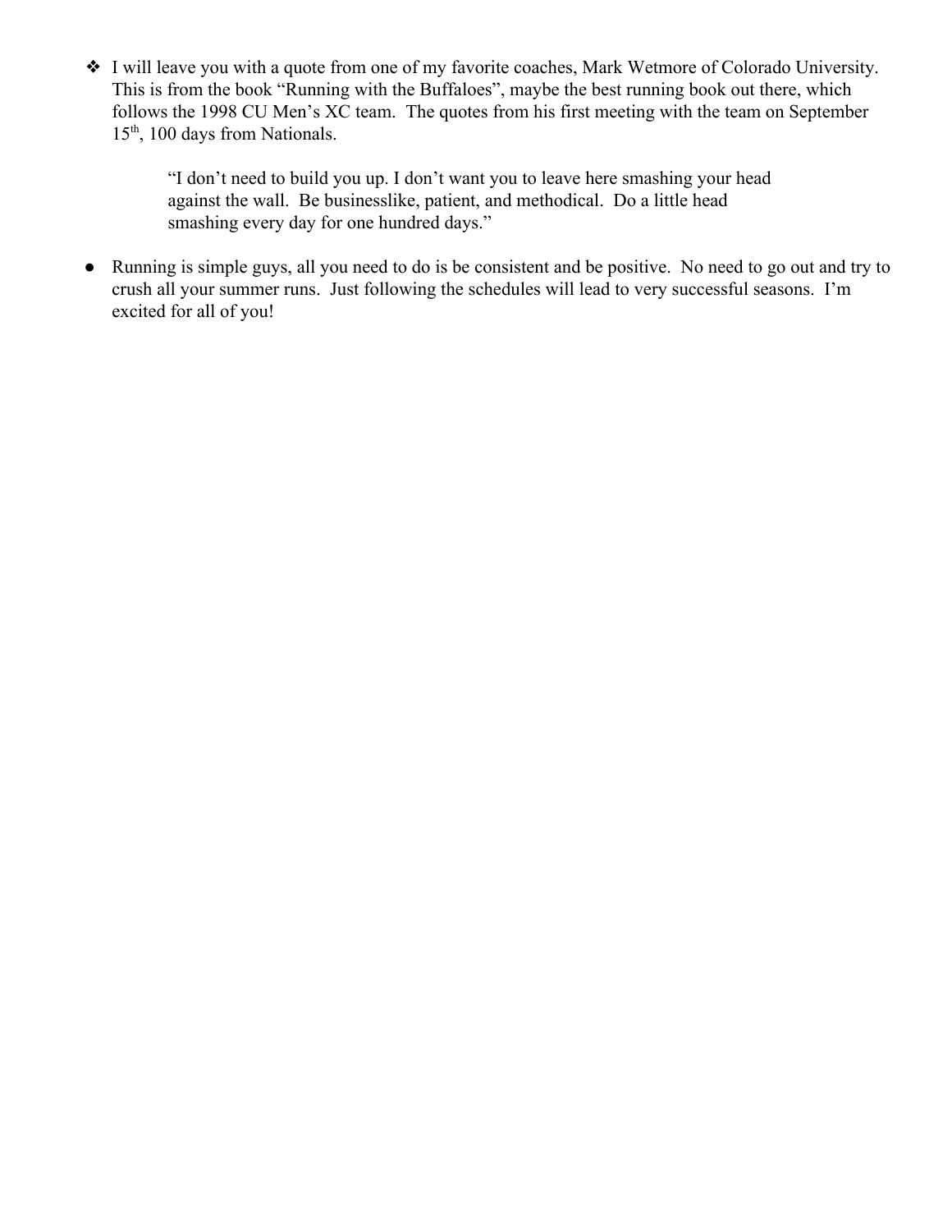- I will leave you with a quote from one of my favorite coaches, Mark Wetmore of Colorado University. This is from the book "Running with the Buffaloes", maybe the best running book out there, which follows the 1998 CU Men's XC team. The quotes from his first meeting with the team on September 15th, 100 days from Nationals.

  > "I don't need to build you up. I don't want you to leave here smashing your head against the wall. Be businesslike, patient, and methodical. Do a little head smashing every day for one hundred days."

- Running is simple guys, all you need to do is be consistent and be positive. No need to go out and try to crush all your summer runs. Just following the schedules will lead to very successful seasons. I'm excited for all of you!